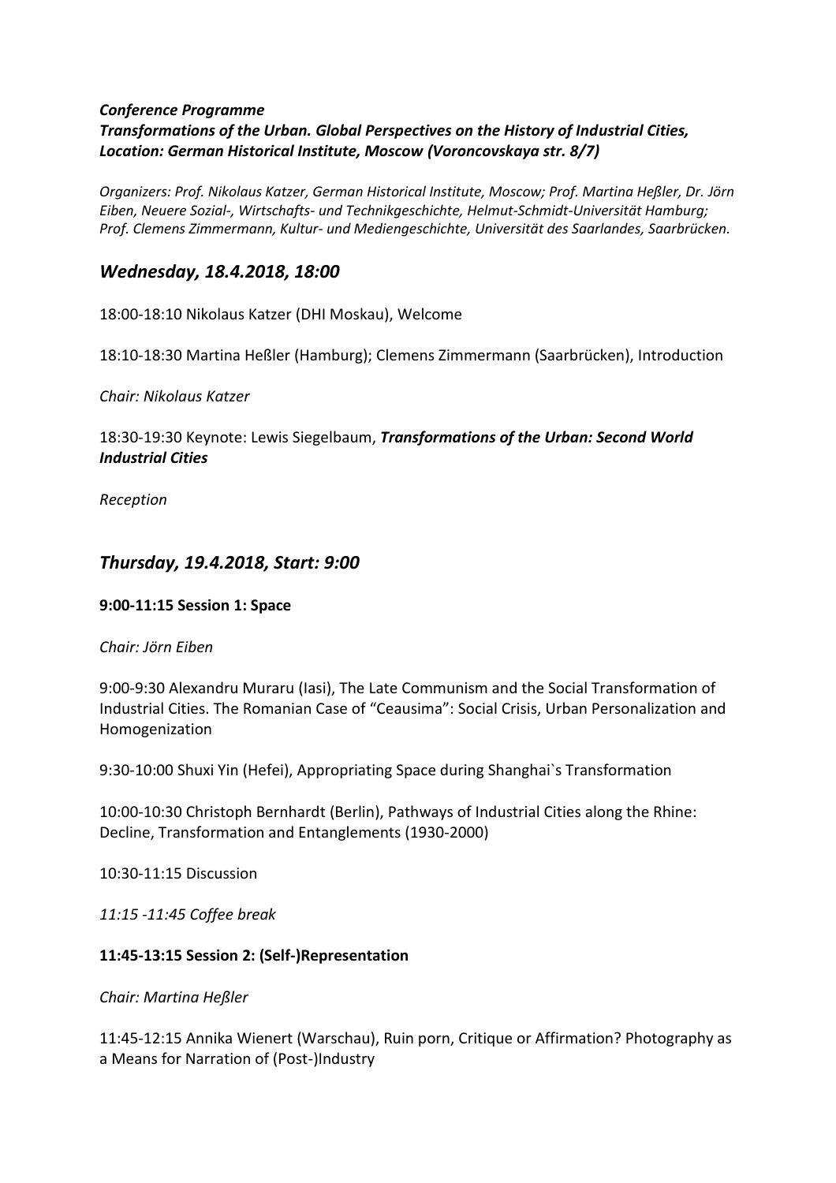***Conference Programme***
***Transformations of the Urban. Global Perspectives on the History of Industrial Cities, Location: German Historical Institute, Moscow (Voroncovskaya str. 8/7)***

*Organizers: Prof. Nikolaus Katzer, German Historical Institute, Moscow; Prof. Martina Heßler, Dr. Jörn Eiben, Neuere Sozial-, Wirtschafts- und Technikgeschichte, Helmut-Schmidt-Universität Hamburg; Prof. Clemens Zimmermann, Kultur- und Mediengeschichte, Universität des Saarlandes, Saarbrücken.*

## *Wednesday, 18.4.2018, 18:00*

18:00-18:10 Nikolaus Katzer (DHI Moskau), Welcome

18:10-18:30 Martina Heßler (Hamburg); Clemens Zimmermann (Saarbrücken), Introduction

*Chair: Nikolaus Katzer*

18:30-19:30 Keynote: Lewis Siegelbaum, ***Transformations of the Urban: Second World Industrial Cities***

*Reception*

## *Thursday, 19.4.2018, Start: 9:00*

**9:00-11:15 Session 1: Space**

*Chair: Jörn Eiben*

9:00-9:30 Alexandru Muraru (Iasi), The Late Communism and the Social Transformation of Industrial Cities. The Romanian Case of "Ceausima": Social Crisis, Urban Personalization and Homogenization

9:30-10:00 Shuxi Yin (Hefei), Appropriating Space during Shanghai`s Transformation

10:00-10:30 Christoph Bernhardt (Berlin), Pathways of Industrial Cities along the Rhine: Decline, Transformation and Entanglements (1930-2000)

10:30-11:15 Discussion

*11:15 -11:45 Coffee break*

**11:45-13:15 Session 2: (Self-)Representation**

*Chair: Martina Heßler*

11:45-12:15 Annika Wienert (Warschau), Ruin porn, Critique or Affirmation? Photography as a Means for Narration of (Post-)Industry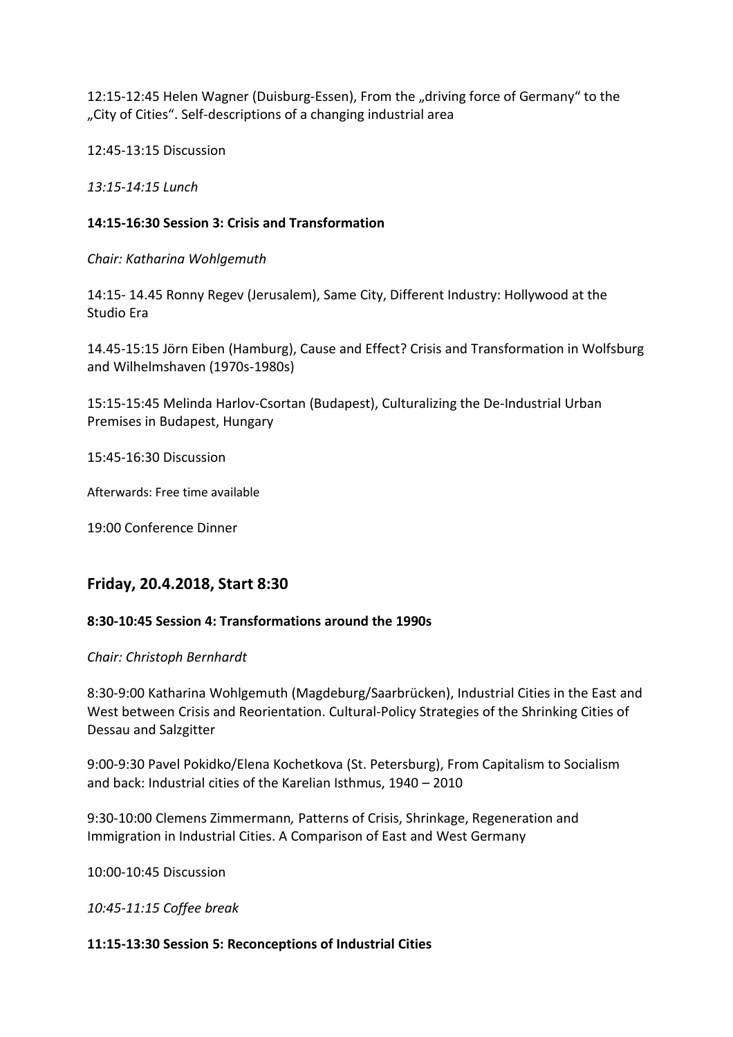12:15-12:45 Helen Wagner (Duisburg-Essen), From the „driving force of Germany" to the „City of Cities". Self-descriptions of a changing industrial area

12:45-13:15 Discussion

*13:15-14:15 Lunch*

**14:15-16:30 Session 3: Crisis and Transformation**

*Chair: Katharina Wohlgemuth*

14:15- 14.45 Ronny Regev (Jerusalem), Same City, Different Industry: Hollywood at the Studio Era

14.45-15:15 Jörn Eiben (Hamburg), Cause and Effect? Crisis and Transformation in Wolfsburg and Wilhelmshaven (1970s-1980s)

15:15-15:45 Melinda Harlov-Csortan (Budapest), Culturalizing the De-Industrial Urban Premises in Budapest, Hungary

15:45-16:30 Discussion

Afterwards: Free time available

19:00 Conference Dinner

## Friday, 20.4.2018, Start 8:30

**8:30-10:45 Session 4: Transformations around the 1990s**

*Chair: Christoph Bernhardt*

8:30-9:00 Katharina Wohlgemuth (Magdeburg/Saarbrücken), Industrial Cities in the East and West between Crisis and Reorientation. Cultural-Policy Strategies of the Shrinking Cities of Dessau and Salzgitter

9:00-9:30 Pavel Pokidko/Elena Kochetkova (St. Petersburg), From Capitalism to Socialism and back: Industrial cities of the Karelian Isthmus, 1940 – 2010

9:30-10:00 Clemens Zimmermann*,* Patterns of Crisis, Shrinkage, Regeneration and Immigration in Industrial Cities. A Comparison of East and West Germany

10:00-10:45 Discussion

*10:45-11:15 Coffee break*

**11:15-13:30 Session 5: Reconceptions of Industrial Cities**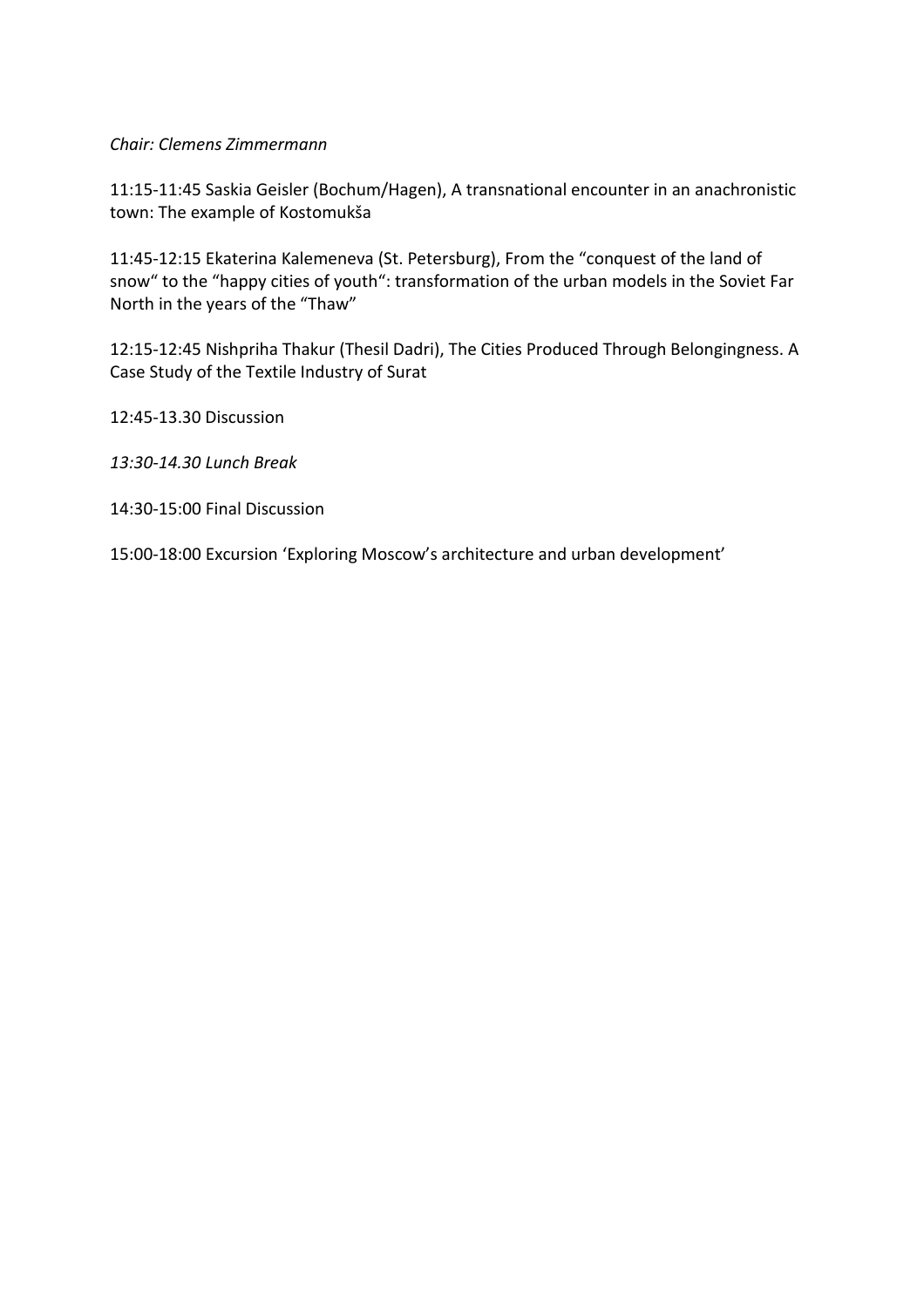*Chair: Clemens Zimmermann*

11:15-11:45 Saskia Geisler (Bochum/Hagen), A transnational encounter in an anachronistic town: The example of Kostomukša

11:45-12:15 Ekaterina Kalemeneva (St. Petersburg), From the "conquest of the land of snow" to the "happy cities of youth": transformation of the urban models in the Soviet Far North in the years of the "Thaw"

12:15-12:45 Nishpriha Thakur (Thesil Dadri), The Cities Produced Through Belongingness. A Case Study of the Textile Industry of Surat

12:45-13.30 Discussion

*13:30-14.30 Lunch Break*

14:30-15:00 Final Discussion

15:00-18:00 Excursion 'Exploring Moscow's architecture and urban development'